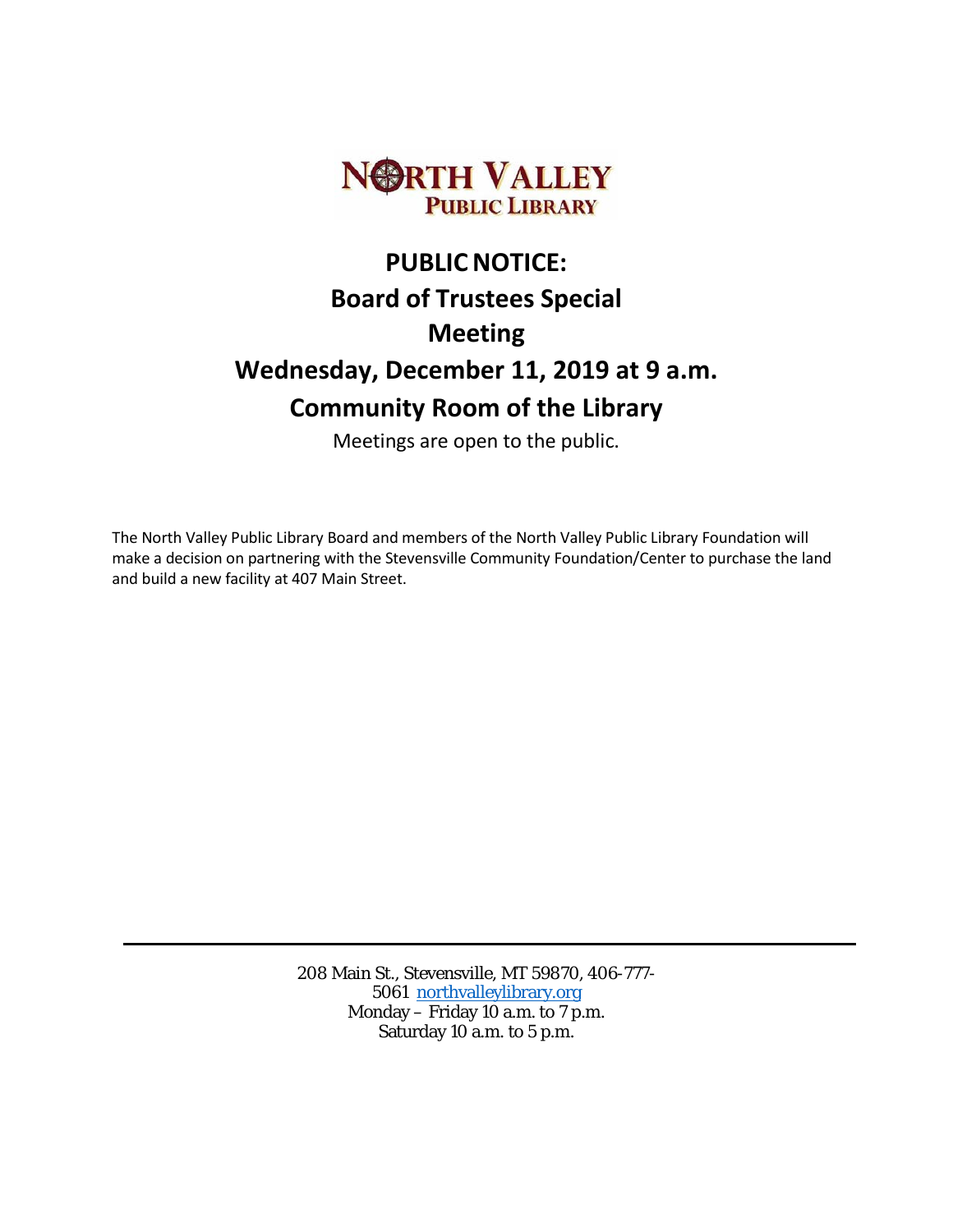# NORTH VALLEY PUBLIC LIBRARY

## PUBLIC NOTICE: Board of Trustees Special Meeting

## Wednesday, December 11, 2019 at 9 a.m.

## Community Room of the Library

Meetings are open to the public.

The North Valley Public Library Board and members of the North Valley Public Library Foundation will make a decision on partnering with the Stevensville Community Foundation/Center to purchase the land and build a new facility at 407 Main Street.

---

208 Main St., Stevensville, MT 59870, 406-777-5061 [northvalleylibrary.org](northvalleylibrary.org)
Monday – Friday 10 a.m. to 7 p.m.
Saturday 10 a.m. to 5 p.m.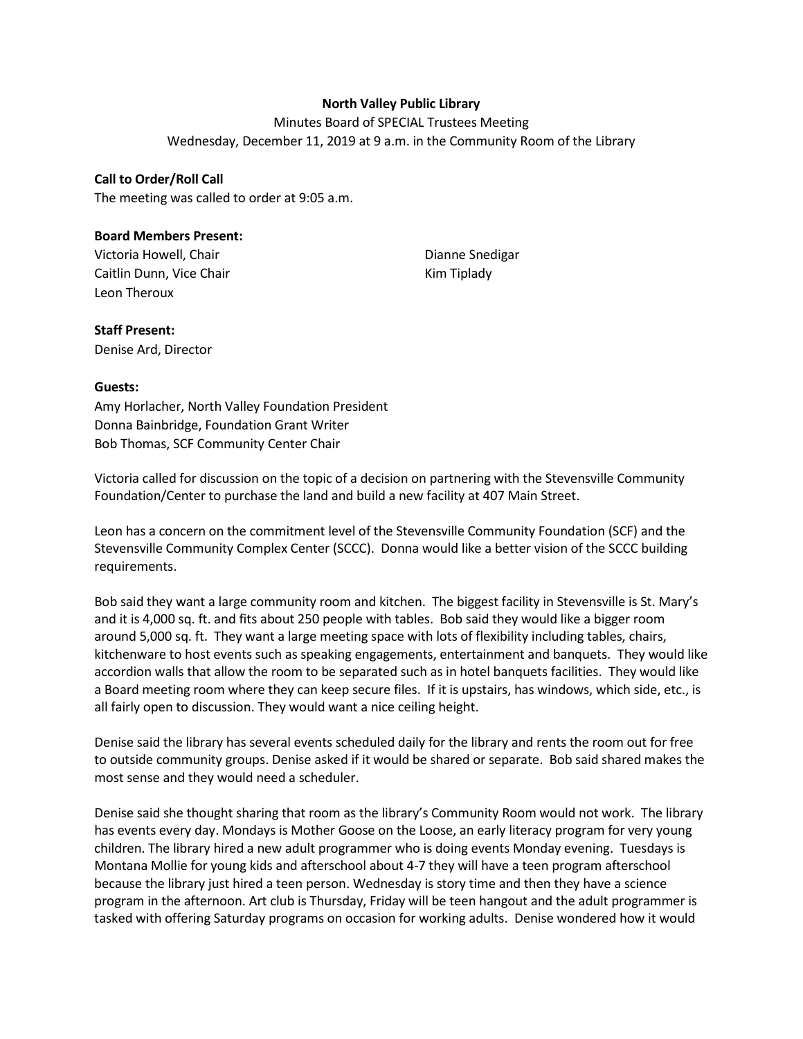**North Valley Public Library**

Minutes Board of SPECIAL Trustees Meeting

Wednesday, December 11, 2019 at 9 a.m. in the Community Room of the Library

**Call to Order/Roll Call**

The meeting was called to order at 9:05 a.m.

**Board Members Present:**

Victoria Howell, Chair
Caitlin Dunn, Vice Chair
Leon Theroux
Dianne Snedigar
Kim Tiplady

**Staff Present:**

Denise Ard, Director

**Guests:**

Amy Horlacher, North Valley Foundation President
Donna Bainbridge, Foundation Grant Writer
Bob Thomas, SCF Community Center Chair

Victoria called for discussion on the topic of a decision on partnering with the Stevensville Community Foundation/Center to purchase the land and build a new facility at 407 Main Street.

Leon has a concern on the commitment level of the Stevensville Community Foundation (SCF) and the Stevensville Community Complex Center (SCCC). Donna would like a better vision of the SCCC building requirements.

Bob said they want a large community room and kitchen. The biggest facility in Stevensville is St. Mary's and it is 4,000 sq. ft. and fits about 250 people with tables. Bob said they would like a bigger room around 5,000 sq. ft. They want a large meeting space with lots of flexibility including tables, chairs, kitchenware to host events such as speaking engagements, entertainment and banquets. They would like accordion walls that allow the room to be separated such as in hotel banquets facilities. They would like a Board meeting room where they can keep secure files. If it is upstairs, has windows, which side, etc., is all fairly open to discussion. They would want a nice ceiling height.

Denise said the library has several events scheduled daily for the library and rents the room out for free to outside community groups. Denise asked if it would be shared or separate. Bob said shared makes the most sense and they would need a scheduler.

Denise said she thought sharing that room as the library's Community Room would not work. The library has events every day. Mondays is Mother Goose on the Loose, an early literacy program for very young children. The library hired a new adult programmer who is doing events Monday evening. Tuesdays is Montana Mollie for young kids and afterschool about 4-7 they will have a teen program afterschool because the library just hired a teen person. Wednesday is story time and then they have a science program in the afternoon. Art club is Thursday, Friday will be teen hangout and the adult programmer is tasked with offering Saturday programs on occasion for working adults. Denise wondered how it would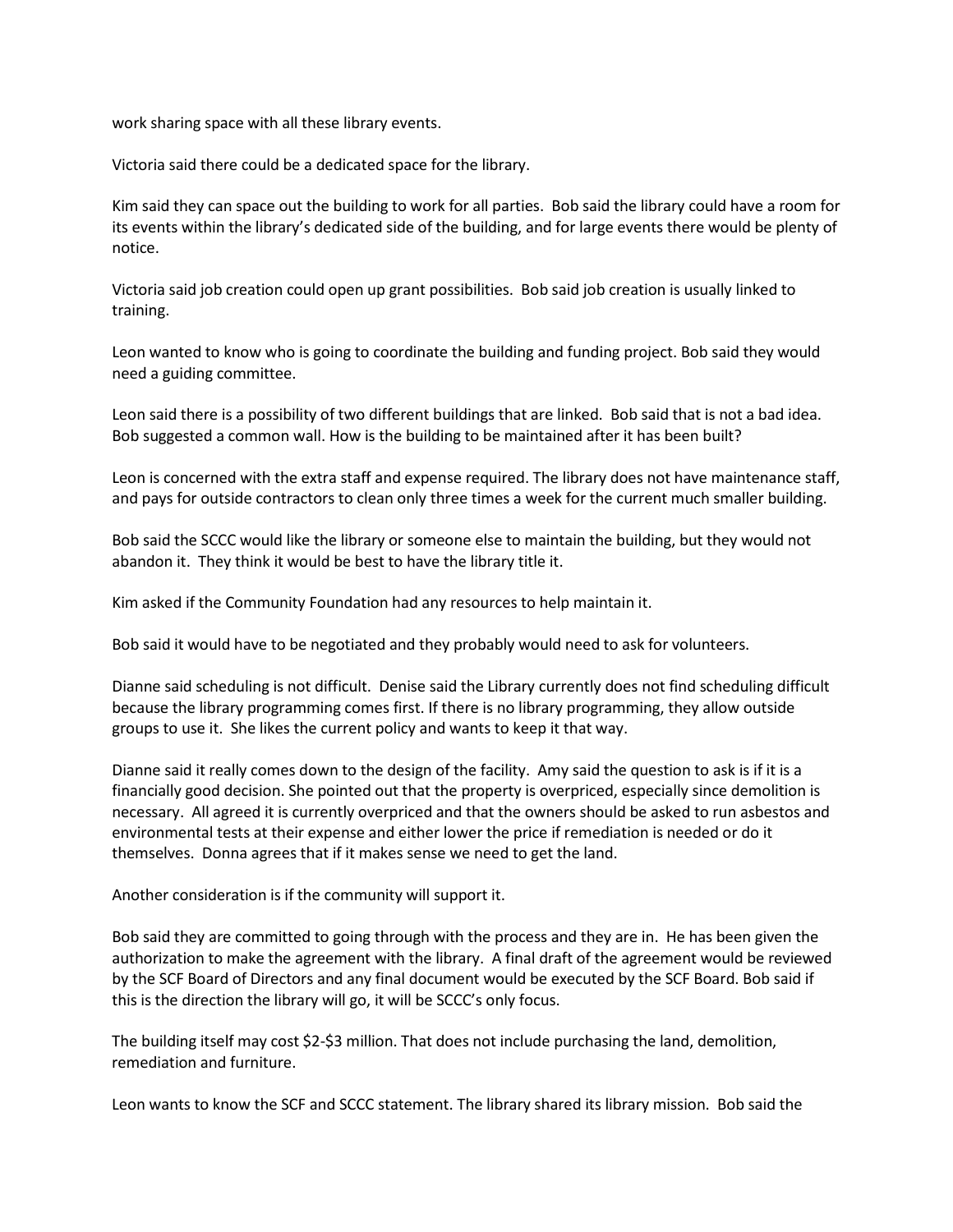work sharing space with all these library events.

Victoria said there could be a dedicated space for the library.

Kim said they can space out the building to work for all parties. Bob said the library could have a room for its events within the library's dedicated side of the building, and for large events there would be plenty of notice.

Victoria said job creation could open up grant possibilities. Bob said job creation is usually linked to training.

Leon wanted to know who is going to coordinate the building and funding project. Bob said they would need a guiding committee.

Leon said there is a possibility of two different buildings that are linked. Bob said that is not a bad idea. Bob suggested a common wall. How is the building to be maintained after it has been built?

Leon is concerned with the extra staff and expense required. The library does not have maintenance staff, and pays for outside contractors to clean only three times a week for the current much smaller building.

Bob said the SCCC would like the library or someone else to maintain the building, but they would not abandon it. They think it would be best to have the library title it.

Kim asked if the Community Foundation had any resources to help maintain it.

Bob said it would have to be negotiated and they probably would need to ask for volunteers.

Dianne said scheduling is not difficult. Denise said the Library currently does not find scheduling difficult because the library programming comes first. If there is no library programming, they allow outside groups to use it. She likes the current policy and wants to keep it that way.

Dianne said it really comes down to the design of the facility. Amy said the question to ask is if it is a financially good decision. She pointed out that the property is overpriced, especially since demolition is necessary. All agreed it is currently overpriced and that the owners should be asked to run asbestos and environmental tests at their expense and either lower the price if remediation is needed or do it themselves. Donna agrees that if it makes sense we need to get the land.

Another consideration is if the community will support it.

Bob said they are committed to going through with the process and they are in. He has been given the authorization to make the agreement with the library. A final draft of the agreement would be reviewed by the SCF Board of Directors and any final document would be executed by the SCF Board. Bob said if this is the direction the library will go, it will be SCCC's only focus.

The building itself may cost $2-$3 million. That does not include purchasing the land, demolition, remediation and furniture.

Leon wants to know the SCF and SCCC statement. The library shared its library mission. Bob said the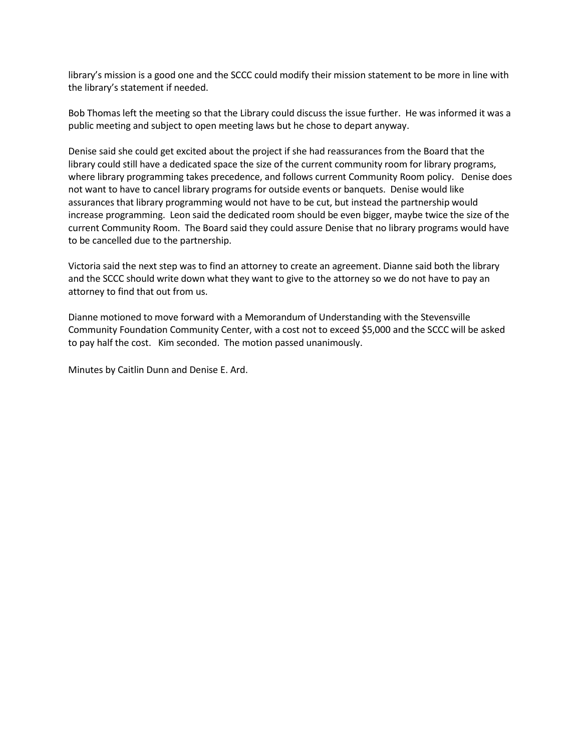library's mission is a good one and the SCCC could modify their mission statement to be more in line with the library's statement if needed.

Bob Thomas left the meeting so that the Library could discuss the issue further. He was informed it was a public meeting and subject to open meeting laws but he chose to depart anyway.

Denise said she could get excited about the project if she had reassurances from the Board that the library could still have a dedicated space the size of the current community room for library programs, where library programming takes precedence, and follows current Community Room policy. Denise does not want to have to cancel library programs for outside events or banquets. Denise would like assurances that library programming would not have to be cut, but instead the partnership would increase programming. Leon said the dedicated room should be even bigger, maybe twice the size of the current Community Room. The Board said they could assure Denise that no library programs would have to be cancelled due to the partnership.

Victoria said the next step was to find an attorney to create an agreement. Dianne said both the library and the SCCC should write down what they want to give to the attorney so we do not have to pay an attorney to find that out from us.

Dianne motioned to move forward with a Memorandum of Understanding with the Stevensville Community Foundation Community Center, with a cost not to exceed $5,000 and the SCCC will be asked to pay half the cost. Kim seconded. The motion passed unanimously.

Minutes by Caitlin Dunn and Denise E. Ard.